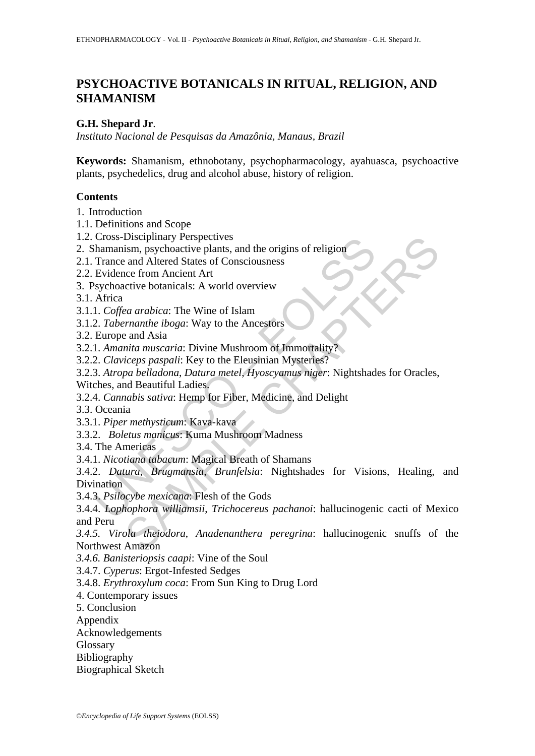# PSYCHOACTIVE BOTANICALS IN RITUAL, RELIGION, AND SHAMANISM

**G.H. Shepard Jr**.

*Instituto Nacional de Pesquisas da Amazônia, Manaus, Brazil*

**Keywords:** Shamanism, ethnobotany, psychopharmacology, ayahuasca, psychoactive plants, psychedelics, drug and alcohol abuse, history of religion.

## Contents

1. Introduction
1.1. Definitions and Scope
1.2. Cross-Disciplinary Perspectives
2. Shamanism, psychoactive plants, and the origins of religion
2.1. Trance and Altered States of Consciousness
2.2. Evidence from Ancient Art
3. Psychoactive botanicals: A world overview
3.1. Africa
3.1.1. *Coffea arabica*: The Wine of Islam
3.1.2. *Tabernanthe iboga*: Way to the Ancestors
3.2. Europe and Asia
3.2.1. *Amanita muscaria*: Divine Mushroom of Immortality?
3.2.2. *Claviceps paspali*: Key to the Eleusinian Mysteries?
3.2.3. *Atropa belladona*, *Datura metel*, *Hyoscyamus niger*: Nightshades for Oracles, Witches, and Beautiful Ladies.
3.2.4. *Cannabis sativa*: Hemp for Fiber, Medicine, and Delight
3.3. Oceania
3.3.1. *Piper methysticum*: Kava-kava
3.3.2. *Boletus manicus*: Kuma Mushroom Madness
3.4. The Americas
3.4.1. *Nicotiana tabacum*: Magical Breath of Shamans
3.4.2. *Datura, Brugmansia, Brunfelsia*: Nightshades for Visions, Healing, and Divination
3.4.3. *Psilocybe mexicana*: Flesh of the Gods
3.4.4. *Lophophora williamsii*, *Trichocereus pachanoi*: hallucinogenic cacti of Mexico and Peru
*3.4.5. Virola theiodora*, *Anadenanthera peregrina*: hallucinogenic snuffs of the Northwest Amazon
*3.4.6. Banisteriopsis caapi*: Vine of the Soul
3.4.7. *Cyperus*: Ergot-Infested Sedges
3.4.8. *Erythroxylum coca*: From Sun King to Drug Lord
4. Contemporary issues
5. Conclusion
Appendix
Acknowledgements
Glossary
Bibliography
Biographical Sketch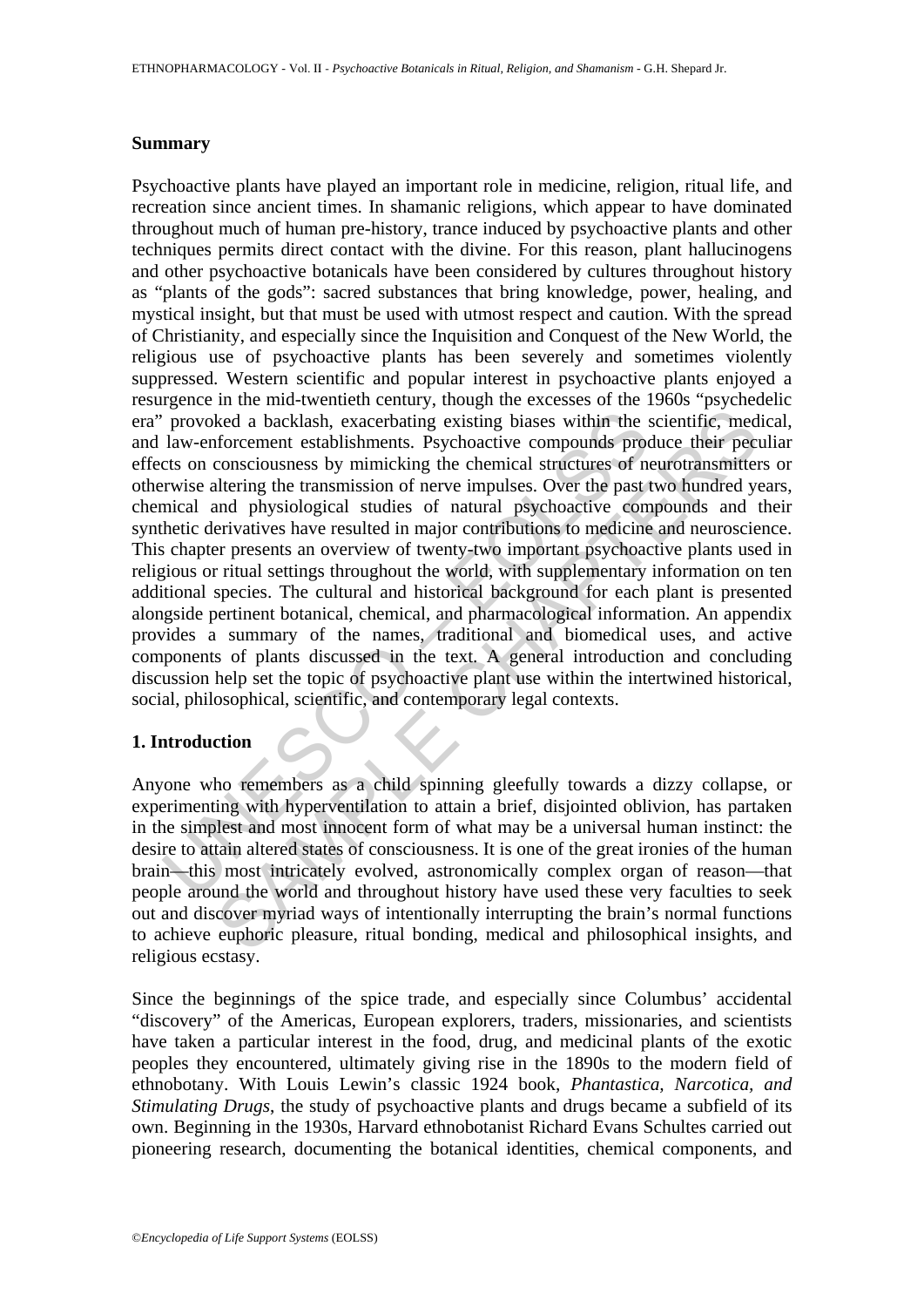**Summary**

Psychoactive plants have played an important role in medicine, religion, ritual life, and recreation since ancient times. In shamanic religions, which appear to have dominated throughout much of human pre-history, trance induced by psychoactive plants and other techniques permits direct contact with the divine. For this reason, plant hallucinogens and other psychoactive botanicals have been considered by cultures throughout history as "plants of the gods": sacred substances that bring knowledge, power, healing, and mystical insight, but that must be used with utmost respect and caution. With the spread of Christianity, and especially since the Inquisition and Conquest of the New World, the religious use of psychoactive plants has been severely and sometimes violently suppressed. Western scientific and popular interest in psychoactive plants enjoyed a resurgence in the mid-twentieth century, though the excesses of the 1960s "psychedelic era" provoked a backlash, exacerbating existing biases within the scientific, medical, and law-enforcement establishments. Psychoactive compounds produce their peculiar effects on consciousness by mimicking the chemical structures of neurotransmitters or otherwise altering the transmission of nerve impulses. Over the past two hundred years, chemical and physiological studies of natural psychoactive compounds and their synthetic derivatives have resulted in major contributions to medicine and neuroscience. This chapter presents an overview of twenty-two important psychoactive plants used in religious or ritual settings throughout the world, with supplementary information on ten additional species. The cultural and historical background for each plant is presented alongside pertinent botanical, chemical, and pharmacological information. An appendix provides a summary of the names, traditional and biomedical uses, and active components of plants discussed in the text. A general introduction and concluding discussion help set the topic of psychoactive plant use within the intertwined historical, social, philosophical, scientific, and contemporary legal contexts.

## 1. Introduction

Anyone who remembers as a child spinning gleefully towards a dizzy collapse, or experimenting with hyperventilation to attain a brief, disjointed oblivion, has partaken in the simplest and most innocent form of what may be a universal human instinct: the desire to attain altered states of consciousness. It is one of the great ironies of the human brain—this most intricately evolved, astronomically complex organ of reason—that people around the world and throughout history have used these very faculties to seek out and discover myriad ways of intentionally interrupting the brain's normal functions to achieve euphoric pleasure, ritual bonding, medical and philosophical insights, and religious ecstasy.

Since the beginnings of the spice trade, and especially since Columbus' accidental "discovery" of the Americas, European explorers, traders, missionaries, and scientists have taken a particular interest in the food, drug, and medicinal plants of the exotic peoples they encountered, ultimately giving rise in the 1890s to the modern field of ethnobotany. With Louis Lewin's classic 1924 book, *Phantastica, Narcotica, and Stimulating Drugs*, the study of psychoactive plants and drugs became a subfield of its own. Beginning in the 1930s, Harvard ethnobotanist Richard Evans Schultes carried out pioneering research, documenting the botanical identities, chemical components, and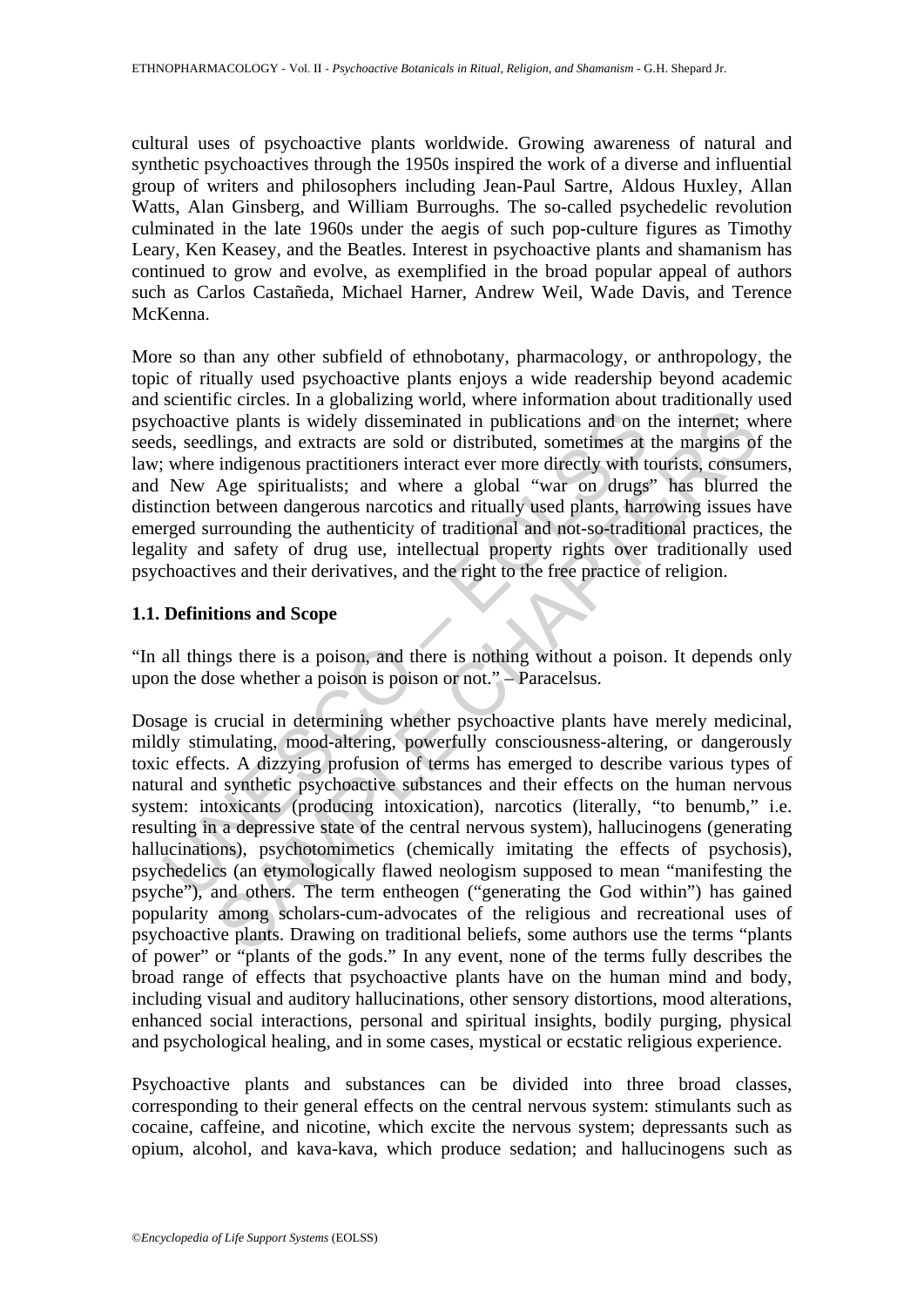cultural uses of psychoactive plants worldwide. Growing awareness of natural and synthetic psychoactives through the 1950s inspired the work of a diverse and influential group of writers and philosophers including Jean-Paul Sartre, Aldous Huxley, Allan Watts, Alan Ginsberg, and William Burroughs. The so-called psychedelic revolution culminated in the late 1960s under the aegis of such pop-culture figures as Timothy Leary, Ken Keasey, and the Beatles. Interest in psychoactive plants and shamanism has continued to grow and evolve, as exemplified in the broad popular appeal of authors such as Carlos Castañeda, Michael Harner, Andrew Weil, Wade Davis, and Terence McKenna.

More so than any other subfield of ethnobotany, pharmacology, or anthropology, the topic of ritually used psychoactive plants enjoys a wide readership beyond academic and scientific circles. In a globalizing world, where information about traditionally used psychoactive plants is widely disseminated in publications and on the internet; where seeds, seedlings, and extracts are sold or distributed, sometimes at the margins of the law; where indigenous practitioners interact ever more directly with tourists, consumers, and New Age spiritualists; and where a global "war on drugs" has blurred the distinction between dangerous narcotics and ritually used plants, harrowing issues have emerged surrounding the authenticity of traditional and not-so-traditional practices, the legality and safety of drug use, intellectual property rights over traditionally used psychoactives and their derivatives, and the right to the free practice of religion.

### 1.1. Definitions and Scope

"In all things there is a poison, and there is nothing without a poison. It depends only upon the dose whether a poison is poison or not." – Paracelsus.

Dosage is crucial in determining whether psychoactive plants have merely medicinal, mildly stimulating, mood-altering, powerfully consciousness-altering, or dangerously toxic effects. A dizzying profusion of terms has emerged to describe various types of natural and synthetic psychoactive substances and their effects on the human nervous system: intoxicants (producing intoxication), narcotics (literally, "to benumb," i.e. resulting in a depressive state of the central nervous system), hallucinogens (generating hallucinations), psychotomimetics (chemically imitating the effects of psychosis), psychedelics (an etymologically flawed neologism supposed to mean "manifesting the psyche"), and others. The term entheogen ("generating the God within") has gained popularity among scholars-cum-advocates of the religious and recreational uses of psychoactive plants. Drawing on traditional beliefs, some authors use the terms "plants of power" or "plants of the gods." In any event, none of the terms fully describes the broad range of effects that psychoactive plants have on the human mind and body, including visual and auditory hallucinations, other sensory distortions, mood alterations, enhanced social interactions, personal and spiritual insights, bodily purging, physical and psychological healing, and in some cases, mystical or ecstatic religious experience.

Psychoactive plants and substances can be divided into three broad classes, corresponding to their general effects on the central nervous system: stimulants such as cocaine, caffeine, and nicotine, which excite the nervous system; depressants such as opium, alcohol, and kava-kava, which produce sedation; and hallucinogens such as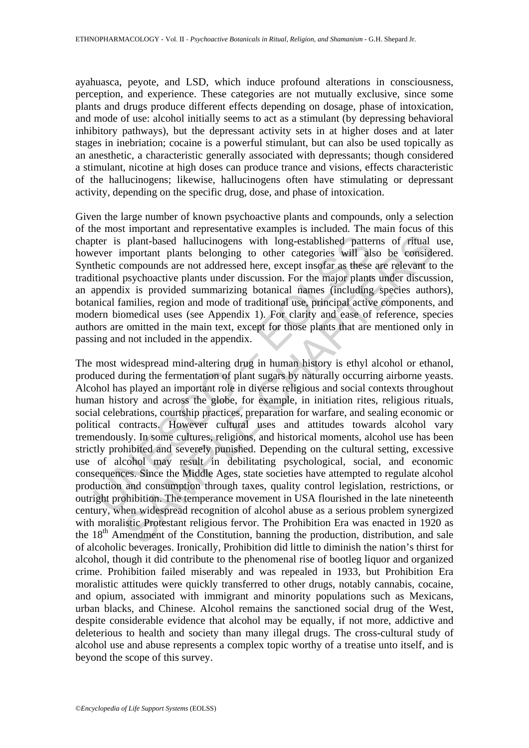ayahuasca, peyote, and LSD, which induce profound alterations in consciousness, perception, and experience. These categories are not mutually exclusive, since some plants and drugs produce different effects depending on dosage, phase of intoxication, and mode of use: alcohol initially seems to act as a stimulant (by depressing behavioral inhibitory pathways), but the depressant activity sets in at higher doses and at later stages in inebriation; cocaine is a powerful stimulant, but can also be used topically as an anesthetic, a characteristic generally associated with depressants; though considered a stimulant, nicotine at high doses can produce trance and visions, effects characteristic of the hallucinogens; likewise, hallucinogens often have stimulating or depressant activity, depending on the specific drug, dose, and phase of intoxication.

Given the large number of known psychoactive plants and compounds, only a selection of the most important and representative examples is included. The main focus of this chapter is plant-based hallucinogens with long-established patterns of ritual use, however important plants belonging to other categories will also be considered. Synthetic compounds are not addressed here, except insofar as these are relevant to the traditional psychoactive plants under discussion. For the major plants under discussion, an appendix is provided summarizing botanical names (including species authors), botanical families, region and mode of traditional use, principal active components, and modern biomedical uses (see Appendix 1). For clarity and ease of reference, species authors are omitted in the main text, except for those plants that are mentioned only in passing and not included in the appendix.

The most widespread mind-altering drug in human history is ethyl alcohol or ethanol, produced during the fermentation of plant sugars by naturally occurring airborne yeasts. Alcohol has played an important role in diverse religious and social contexts throughout human history and across the globe, for example, in initiation rites, religious rituals, social celebrations, courtship practices, preparation for warfare, and sealing economic or political contracts. However cultural uses and attitudes towards alcohol vary tremendously. In some cultures, religions, and historical moments, alcohol use has been strictly prohibited and severely punished. Depending on the cultural setting, excessive use of alcohol may result in debilitating psychological, social, and economic consequences. Since the Middle Ages, state societies have attempted to regulate alcohol production and consumption through taxes, quality control legislation, restrictions, or outright prohibition. The temperance movement in USA flourished in the late nineteenth century, when widespread recognition of alcohol abuse as a serious problem synergized with moralistic Protestant religious fervor. The Prohibition Era was enacted in 1920 as the 18th Amendment of the Constitution, banning the production, distribution, and sale of alcoholic beverages. Ironically, Prohibition did little to diminish the nation's thirst for alcohol, though it did contribute to the phenomenal rise of bootleg liquor and organized crime. Prohibition failed miserably and was repealed in 1933, but Prohibition Era moralistic attitudes were quickly transferred to other drugs, notably cannabis, cocaine, and opium, associated with immigrant and minority populations such as Mexicans, urban blacks, and Chinese. Alcohol remains the sanctioned social drug of the West, despite considerable evidence that alcohol may be equally, if not more, addictive and deleterious to health and society than many illegal drugs. The cross-cultural study of alcohol use and abuse represents a complex topic worthy of a treatise unto itself, and is beyond the scope of this survey.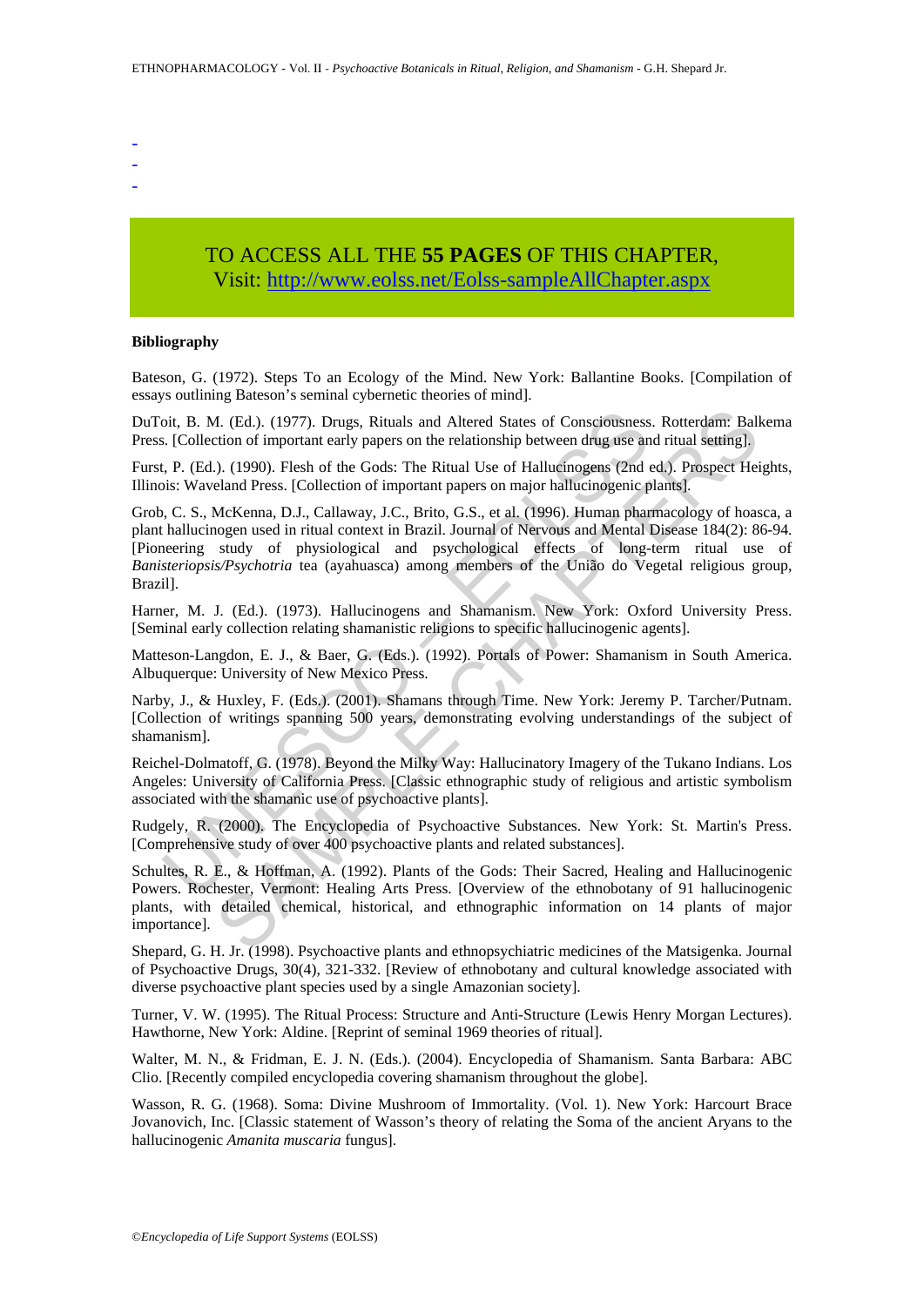-
-
-

TO ACCESS ALL THE **55 PAGES** OF THIS CHAPTER,
Visit: http://www.eolss.net/Eolss-sampleAllChapter.aspx

**Bibliography**

Bateson, G. (1972). Steps To an Ecology of the Mind. New York: Ballantine Books. [Compilation of essays outlining Bateson's seminal cybernetic theories of mind].

DuToit, B. M. (Ed.). (1977). Drugs, Rituals and Altered States of Consciousness. Rotterdam: Balkema Press. [Collection of important early papers on the relationship between drug use and ritual setting].

Furst, P. (Ed.). (1990). Flesh of the Gods: The Ritual Use of Hallucinogens (2nd ed.). Prospect Heights, Illinois: Waveland Press. [Collection of important papers on major hallucinogenic plants].

Grob, C. S., McKenna, D.J., Callaway, J.C., Brito, G.S., et al. (1996). Human pharmacology of hoasca, a plant hallucinogen used in ritual context in Brazil. Journal of Nervous and Mental Disease 184(2): 86-94. [Pioneering study of physiological and psychological effects of long-term ritual use of *Banisteriopsis/Psychotria* tea (ayahuasca) among members of the União do Vegetal religious group, Brazil].

Harner, M. J. (Ed.). (1973). Hallucinogens and Shamanism. New York: Oxford University Press. [Seminal early collection relating shamanistic religions to specific hallucinogenic agents].

Matteson-Langdon, E. J., & Baer, G. (Eds.). (1992). Portals of Power: Shamanism in South America. Albuquerque: University of New Mexico Press.

Narby, J., & Huxley, F. (Eds.). (2001). Shamans through Time. New York: Jeremy P. Tarcher/Putnam. [Collection of writings spanning 500 years, demonstrating evolving understandings of the subject of shamanism].

Reichel-Dolmatoff, G. (1978). Beyond the Milky Way: Hallucinatory Imagery of the Tukano Indians. Los Angeles: University of California Press. [Classic ethnographic study of religious and artistic symbolism associated with the shamanic use of psychoactive plants].

Rudgely, R. (2000). The Encyclopedia of Psychoactive Substances. New York: St. Martin's Press. [Comprehensive study of over 400 psychoactive plants and related substances].

Schultes, R. E., & Hoffman, A. (1992). Plants of the Gods: Their Sacred, Healing and Hallucinogenic Powers. Rochester, Vermont: Healing Arts Press. [Overview of the ethnobotany of 91 hallucinogenic plants, with detailed chemical, historical, and ethnographic information on 14 plants of major importance].

Shepard, G. H. Jr. (1998). Psychoactive plants and ethnopsychiatric medicines of the Matsigenka. Journal of Psychoactive Drugs, 30(4), 321-332. [Review of ethnobotany and cultural knowledge associated with diverse psychoactive plant species used by a single Amazonian society].

Turner, V. W. (1995). The Ritual Process: Structure and Anti-Structure (Lewis Henry Morgan Lectures). Hawthorne, New York: Aldine. [Reprint of seminal 1969 theories of ritual].

Walter, M. N., & Fridman, E. J. N. (Eds.). (2004). Encyclopedia of Shamanism. Santa Barbara: ABC Clio. [Recently compiled encyclopedia covering shamanism throughout the globe].

Wasson, R. G. (1968). Soma: Divine Mushroom of Immortality. (Vol. 1). New York: Harcourt Brace Jovanovich, Inc. [Classic statement of Wasson's theory of relating the Soma of the ancient Aryans to the hallucinogenic *Amanita muscaria* fungus].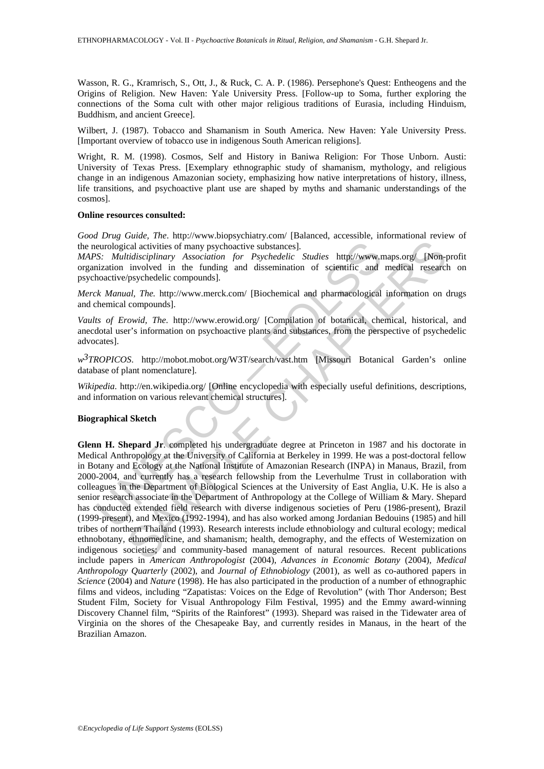Wasson, R. G., Kramrisch, S., Ott, J., & Ruck, C. A. P. (1986). Persephone's Quest: Entheogens and the Origins of Religion. New Haven: Yale University Press. [Follow-up to Soma, further exploring the connections of the Soma cult with other major religious traditions of Eurasia, including Hinduism, Buddhism, and ancient Greece].

Wilbert, J. (1987). Tobacco and Shamanism in South America. New Haven: Yale University Press. [Important overview of tobacco use in indigenous South American religions].

Wright, R. M. (1998). Cosmos, Self and History in Baniwa Religion: For Those Unborn. Austi: University of Texas Press. [Exemplary ethnographic study of shamanism, mythology, and religious change in an indigenous Amazonian society, emphasizing how native interpretations of history, illness, life transitions, and psychoactive plant use are shaped by myths and shamanic understandings of the cosmos].

**Online resources consulted:**

*Good Drug Guide, The*. http://www.biopsychiatry.com/ [Balanced, accessible, informational review of the neurological activities of many psychoactive substances].

*MAPS: Multidisciplinary Association for Psychedelic Studies* http://www.maps.org/ [Non-profit organization involved in the funding and dissemination of scientific and medical research on psychoactive/psychedelic compounds].

*Merck Manual, The.* http://www.merck.com/ [Biochemical and pharmacological information on drugs and chemical compounds].

*Vaults of Erowid, The.* http://www.erowid.org/ [Compilation of botanical, chemical, historical, and anecdotal user's information on psychoactive plants and substances, from the perspective of psychedelic advocates].

*w³TROPICOS*. http://mobot.mobot.org/W3T/search/vast.htm [Missouri Botanical Garden's online database of plant nomenclature].

*Wikipedia*. http://en.wikipedia.org/ [Online encyclopedia with especially useful definitions, descriptions, and information on various relevant chemical structures].

**Biographical Sketch**

**Glenn H. Shepard Jr**. completed his undergraduate degree at Princeton in 1987 and his doctorate in Medical Anthropology at the University of California at Berkeley in 1999. He was a post-doctoral fellow in Botany and Ecology at the National Institute of Amazonian Research (INPA) in Manaus, Brazil, from 2000-2004, and currently has a research fellowship from the Leverhulme Trust in collaboration with colleagues in the Department of Biological Sciences at the University of East Anglia, U.K. He is also a senior research associate in the Department of Anthropology at the College of William & Mary. Shepard has conducted extended field research with diverse indigenous societies of Peru (1986-present), Brazil (1999-present), and Mexico (1992-1994), and has also worked among Jordanian Bedouins (1985) and hill tribes of northern Thailand (1993). Research interests include ethnobiology and cultural ecology; medical ethnobotany, ethnomedicine, and shamanism; health, demography, and the effects of Westernization on indigenous societies; and community-based management of natural resources. Recent publications include papers in *American Anthropologist* (2004), *Advances in Economic Botany* (2004), *Medical Anthropology Quarterly* (2002), and *Journal of Ethnobiology* (2001), as well as co-authored papers in *Science* (2004) and *Nature* (1998). He has also participated in the production of a number of ethnographic films and videos, including "Zapatistas: Voices on the Edge of Revolution" (with Thor Anderson; Best Student Film, Society for Visual Anthropology Film Festival, 1995) and the Emmy award-winning Discovery Channel film, "Spirits of the Rainforest" (1993). Shepard was raised in the Tidewater area of Virginia on the shores of the Chesapeake Bay, and currently resides in Manaus, in the heart of the Brazilian Amazon.